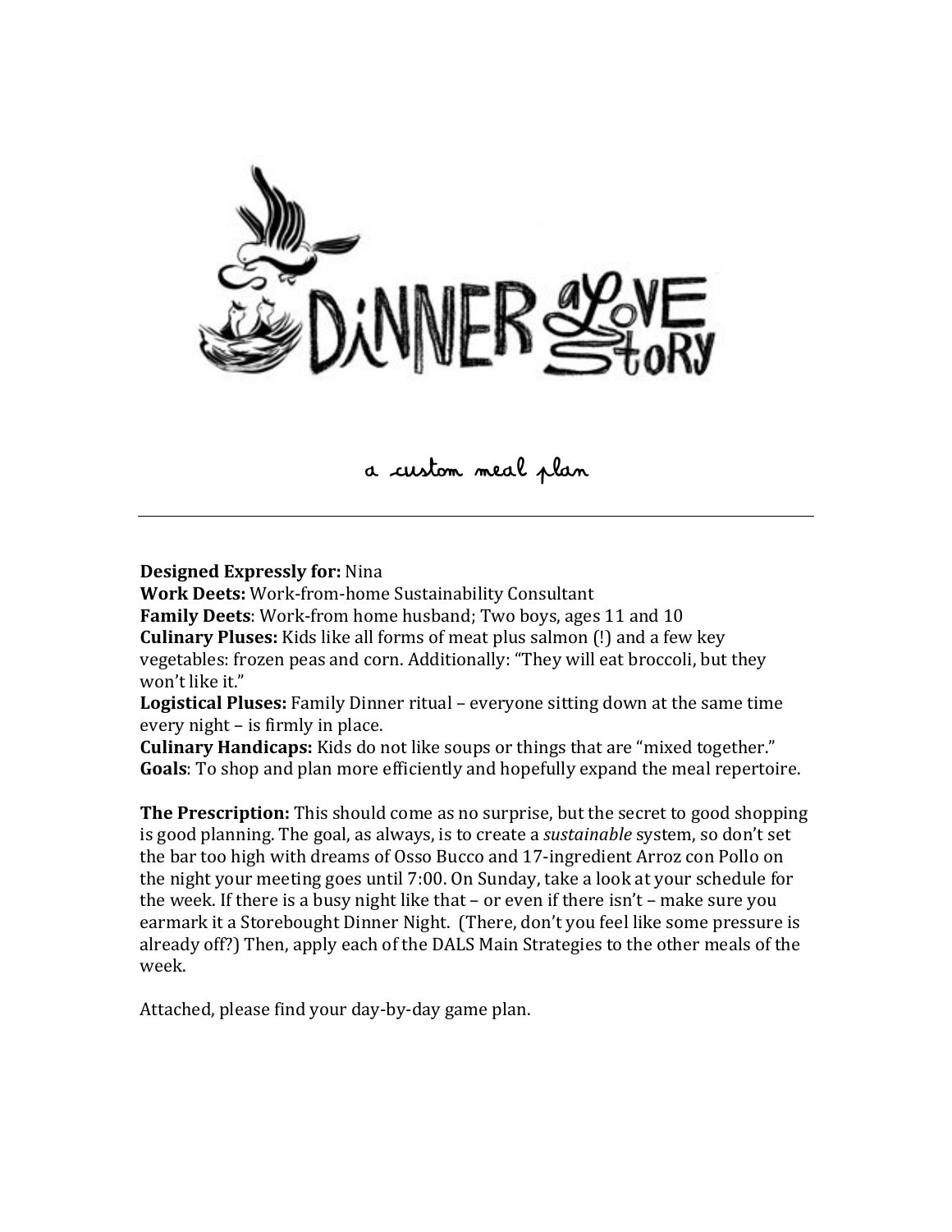# DINNER A LOVE STORY

a custom meal plan

---

**Designed Expressly for:** Nina
**Work Deets:** Work-from-home Sustainability Consultant
**Family Deets**: Work-from home husband; Two boys, ages 11 and 10
**Culinary Pluses:** Kids like all forms of meat plus salmon (!) and a few key vegetables: frozen peas and corn. Additionally: "They will eat broccoli, but they won't like it."
**Logistical Pluses:** Family Dinner ritual – everyone sitting down at the same time every night – is firmly in place.
**Culinary Handicaps:** Kids do not like soups or things that are "mixed together."
**Goals**: To shop and plan more efficiently and hopefully expand the meal repertoire.

**The Prescription:** This should come as no surprise, but the secret to good shopping is good planning. The goal, as always, is to create a *sustainable* system, so don't set the bar too high with dreams of Osso Bucco and 17-ingredient Arroz con Pollo on the night your meeting goes until 7:00. On Sunday, take a look at your schedule for the week. If there is a busy night like that – or even if there isn't – make sure you earmark it a Storebought Dinner Night. (There, don't you feel like some pressure is already off?) Then, apply each of the DALS Main Strategies to the other meals of the week.

Attached, please find your day-by-day game plan.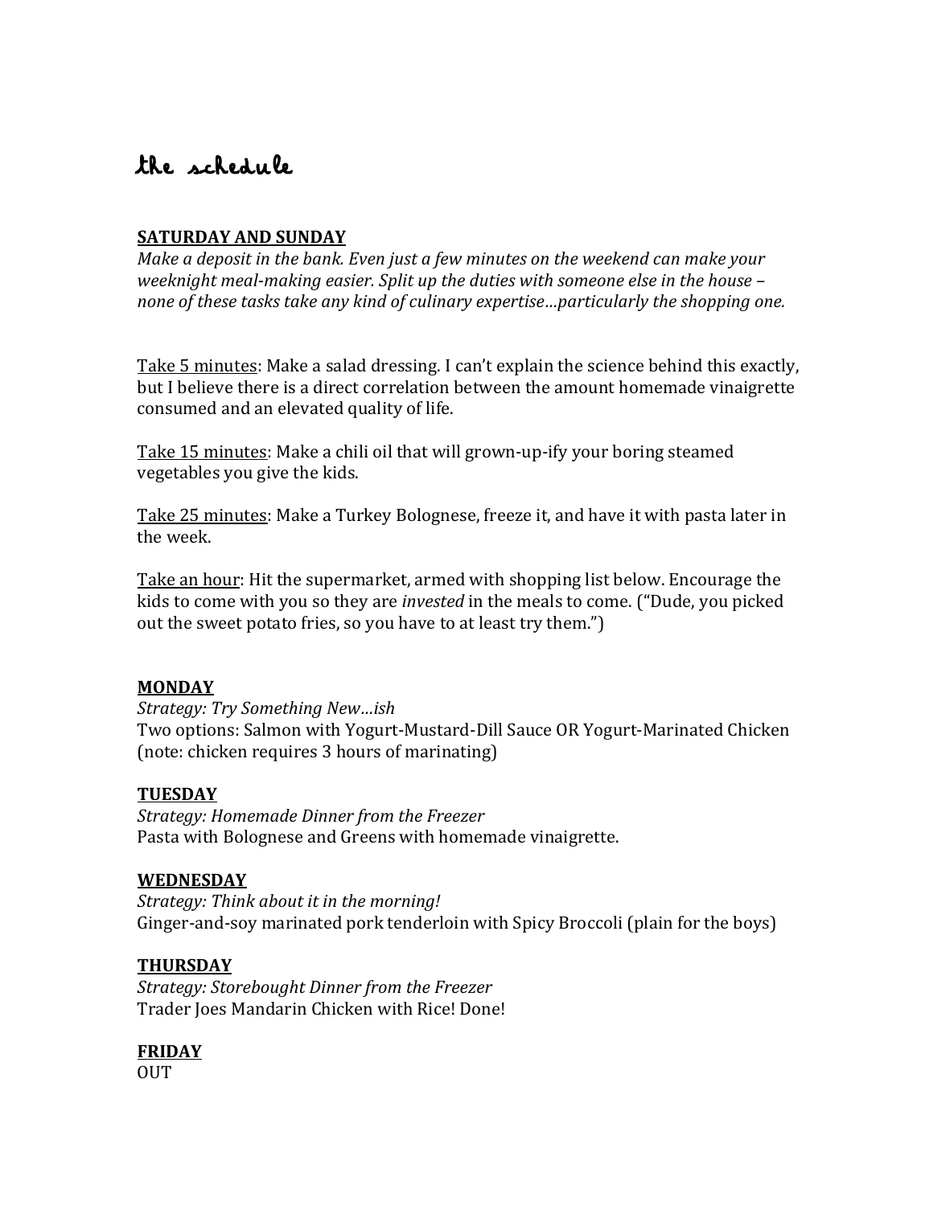# the schedule

**<u>SATURDAY AND SUNDAY</u>**

*Make a deposit in the bank. Even just a few minutes on the weekend can make your weeknight meal-making easier. Split up the duties with someone else in the house – none of these tasks take any kind of culinary expertise…particularly the shopping one.*

<u>Take 5 minutes</u>: Make a salad dressing. I can't explain the science behind this exactly, but I believe there is a direct correlation between the amount homemade vinaigrette consumed and an elevated quality of life.

<u>Take 15 minutes</u>: Make a chili oil that will grown-up-ify your boring steamed vegetables you give the kids.

<u>Take 25 minutes</u>: Make a Turkey Bolognese, freeze it, and have it with pasta later in the week.

<u>Take an hour</u>: Hit the supermarket, armed with shopping list below. Encourage the kids to come with you so they are *invested* in the meals to come. ("Dude, you picked out the sweet potato fries, so you have to at least try them.")

**<u>MONDAY</u>**

*Strategy: Try Something New…ish*

Two options: Salmon with Yogurt-Mustard-Dill Sauce OR Yogurt-Marinated Chicken (note: chicken requires 3 hours of marinating)

**<u>TUESDAY</u>**

*Strategy: Homemade Dinner from the Freezer*

Pasta with Bolognese and Greens with homemade vinaigrette.

**<u>WEDNESDAY</u>**

*Strategy: Think about it in the morning!*

Ginger-and-soy marinated pork tenderloin with Spicy Broccoli (plain for the boys)

**<u>THURSDAY</u>**

*Strategy: Storebought Dinner from the Freezer*

Trader Joes Mandarin Chicken with Rice! Done!

**<u>FRIDAY</u>**

OUT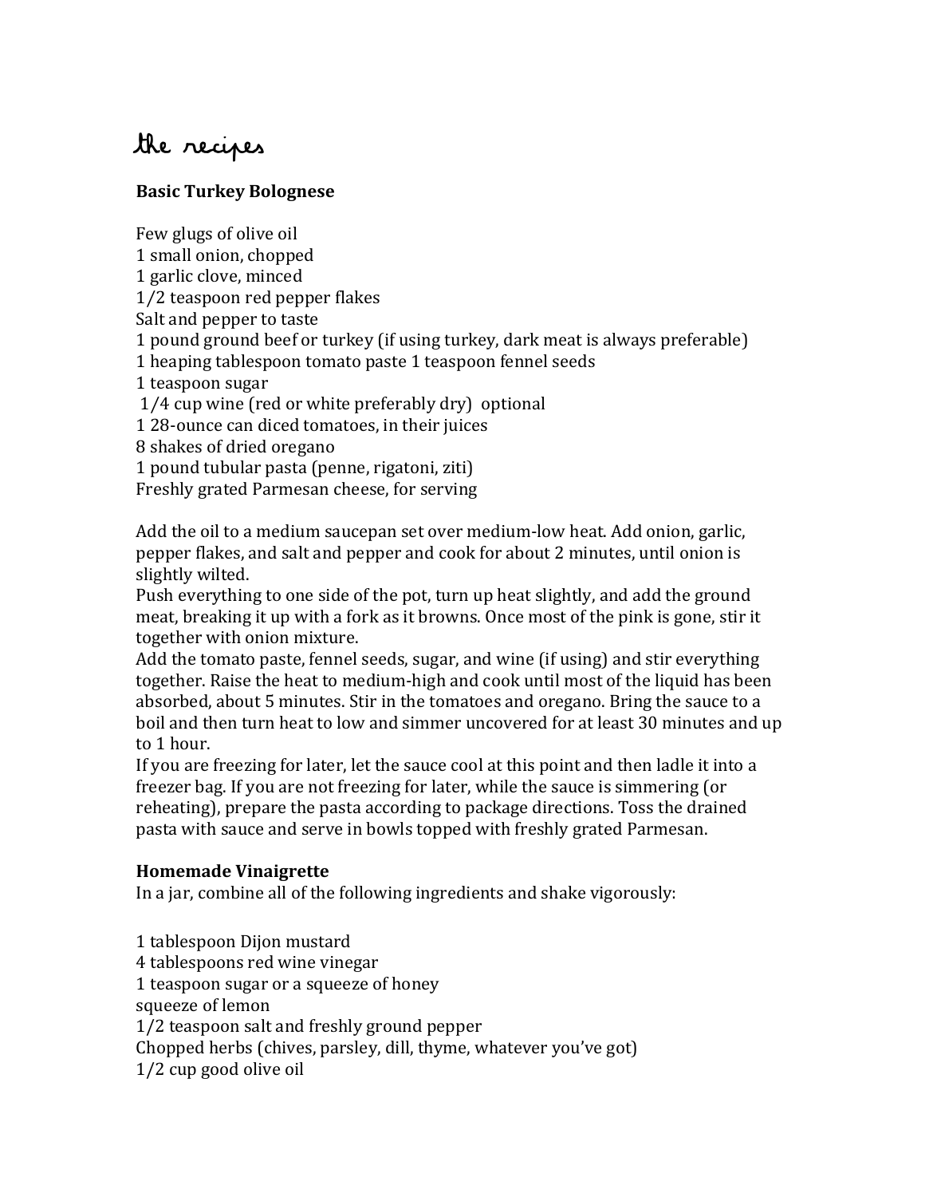# the recipes

**Basic Turkey Bolognese**

Few glugs of olive oil
1 small onion, chopped
1 garlic clove, minced
1/2 teaspoon red pepper flakes
Salt and pepper to taste
1 pound ground beef or turkey (if using turkey, dark meat is always preferable)
1 heaping tablespoon tomato paste 1 teaspoon fennel seeds
1 teaspoon sugar
1/4 cup wine (red or white preferably dry) optional
1 28-ounce can diced tomatoes, in their juices
8 shakes of dried oregano
1 pound tubular pasta (penne, rigatoni, ziti)
Freshly grated Parmesan cheese, for serving

Add the oil to a medium saucepan set over medium-low heat. Add onion, garlic, pepper flakes, and salt and pepper and cook for about 2 minutes, until onion is slightly wilted.
Push everything to one side of the pot, turn up heat slightly, and add the ground meat, breaking it up with a fork as it browns. Once most of the pink is gone, stir it together with onion mixture.
Add the tomato paste, fennel seeds, sugar, and wine (if using) and stir everything together. Raise the heat to medium-high and cook until most of the liquid has been absorbed, about 5 minutes. Stir in the tomatoes and oregano. Bring the sauce to a boil and then turn heat to low and simmer uncovered for at least 30 minutes and up to 1 hour.
If you are freezing for later, let the sauce cool at this point and then ladle it into a freezer bag. If you are not freezing for later, while the sauce is simmering (or reheating), prepare the pasta according to package directions. Toss the drained pasta with sauce and serve in bowls topped with freshly grated Parmesan.

**Homemade Vinaigrette**
In a jar, combine all of the following ingredients and shake vigorously:

1 tablespoon Dijon mustard
4 tablespoons red wine vinegar
1 teaspoon sugar or a squeeze of honey
squeeze of lemon
1/2 teaspoon salt and freshly ground pepper
Chopped herbs (chives, parsley, dill, thyme, whatever you've got)
1/2 cup good olive oil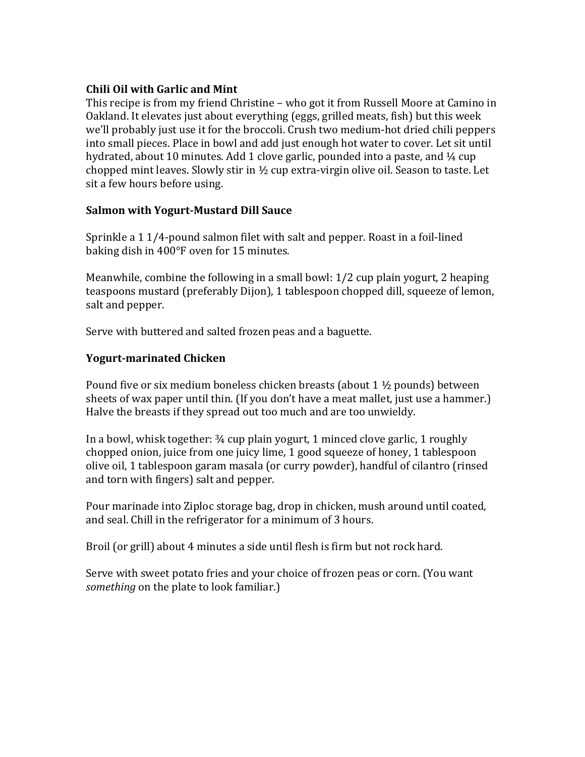**Chili Oil with Garlic and Mint**

This recipe is from my friend Christine – who got it from Russell Moore at Camino in Oakland. It elevates just about everything (eggs, grilled meats, fish) but this week we'll probably just use it for the broccoli. Crush two medium-hot dried chili peppers into small pieces. Place in bowl and add just enough hot water to cover. Let sit until hydrated, about 10 minutes. Add 1 clove garlic, pounded into a paste, and ¼ cup chopped mint leaves. Slowly stir in ½ cup extra-virgin olive oil. Season to taste. Let sit a few hours before using.

**Salmon with Yogurt-Mustard Dill Sauce**

Sprinkle a 1 1/4-pound salmon filet with salt and pepper. Roast in a foil-lined baking dish in 400°F oven for 15 minutes.

Meanwhile, combine the following in a small bowl: 1/2 cup plain yogurt, 2 heaping teaspoons mustard (preferably Dijon), 1 tablespoon chopped dill, squeeze of lemon, salt and pepper.

Serve with buttered and salted frozen peas and a baguette.

**Yogurt-marinated Chicken**

Pound five or six medium boneless chicken breasts (about 1 ½ pounds) between sheets of wax paper until thin. (If you don't have a meat mallet, just use a hammer.) Halve the breasts if they spread out too much and are too unwieldy.

In a bowl, whisk together: ¾ cup plain yogurt, 1 minced clove garlic, 1 roughly chopped onion, juice from one juicy lime, 1 good squeeze of honey, 1 tablespoon olive oil, 1 tablespoon garam masala (or curry powder), handful of cilantro (rinsed and torn with fingers) salt and pepper.

Pour marinade into Ziploc storage bag, drop in chicken, mush around until coated, and seal. Chill in the refrigerator for a minimum of 3 hours.

Broil (or grill) about 4 minutes a side until flesh is firm but not rock hard.

Serve with sweet potato fries and your choice of frozen peas or corn. (You want *something* on the plate to look familiar.)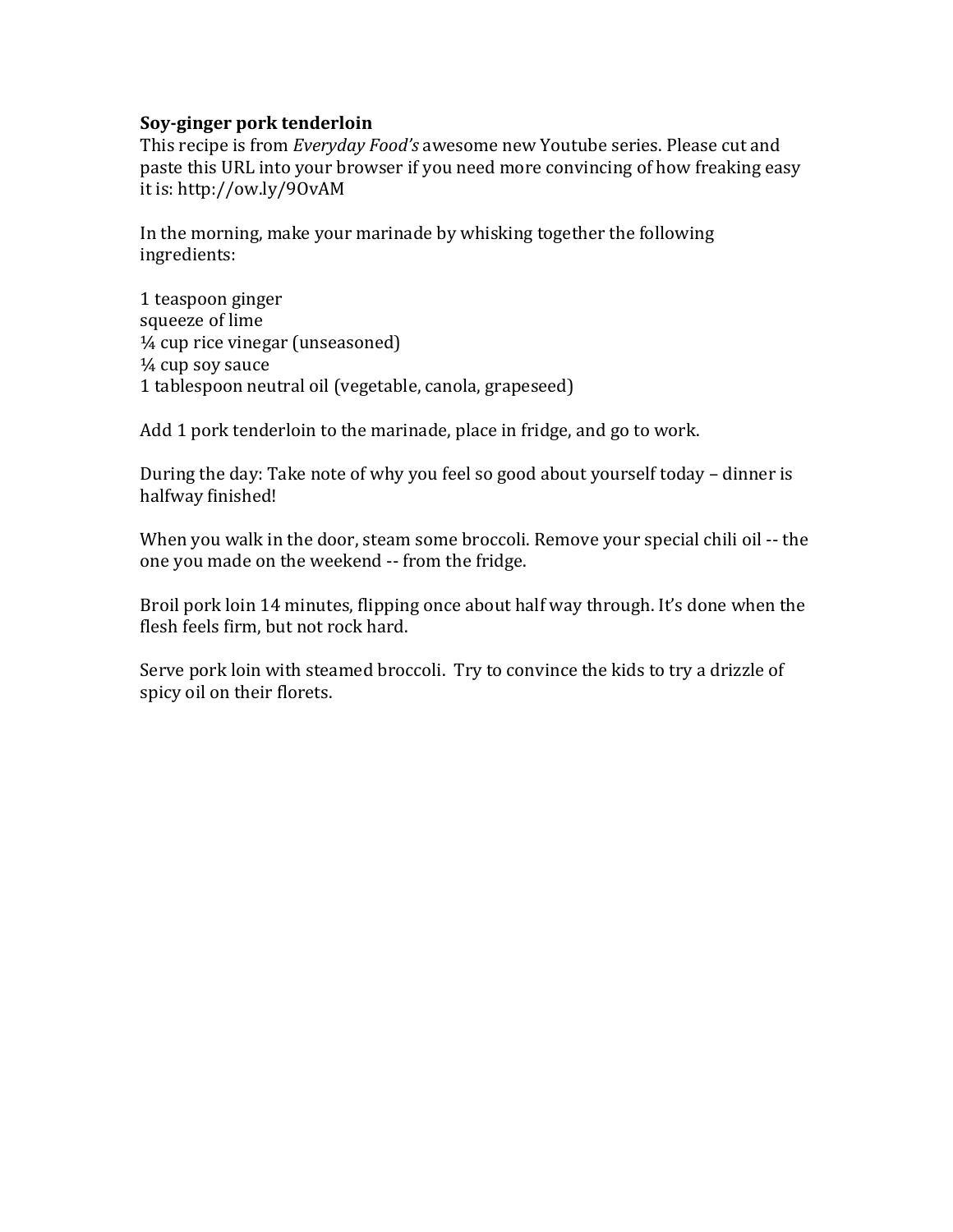**Soy-ginger pork tenderloin**
This recipe is from *Everyday Food's* awesome new Youtube series. Please cut and paste this URL into your browser if you need more convincing of how freaking easy it is: http://ow.ly/9OvAM

In the morning, make your marinade by whisking together the following ingredients:

1 teaspoon ginger
squeeze of lime
¼ cup rice vinegar (unseasoned)
¼ cup soy sauce
1 tablespoon neutral oil (vegetable, canola, grapeseed)

Add 1 pork tenderloin to the marinade, place in fridge, and go to work.

During the day: Take note of why you feel so good about yourself today – dinner is halfway finished!

When you walk in the door, steam some broccoli. Remove your special chili oil -- the one you made on the weekend -- from the fridge.

Broil pork loin 14 minutes, flipping once about half way through. It's done when the flesh feels firm, but not rock hard.

Serve pork loin with steamed broccoli. Try to convince the kids to try a drizzle of spicy oil on their florets.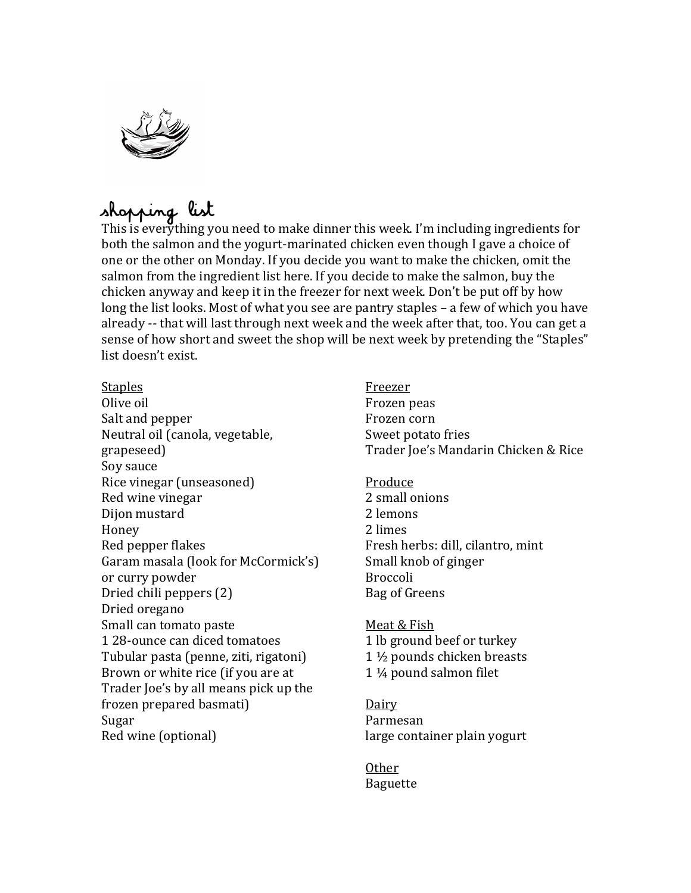# shopping list

This is everything you need to make dinner this week. I'm including ingredients for both the salmon and the yogurt-marinated chicken even though I gave a choice of one or the other on Monday. If you decide you want to make the chicken, omit the salmon from the ingredient list here. If you decide to make the salmon, buy the chicken anyway and keep it in the freezer for next week. Don't be put off by how long the list looks. Most of what you see are pantry staples – a few of which you have already -- that will last through next week and the week after that, too. You can get a sense of how short and sweet the shop will be next week by pretending the "Staples" list doesn't exist.

Staples

Olive oil
Salt and pepper
Neutral oil (canola, vegetable, grapeseed)
Soy sauce
Rice vinegar (unseasoned)
Red wine vinegar
Dijon mustard
Honey
Red pepper flakes
Garam masala (look for McCormick's) or curry powder
Dried chili peppers (2)
Dried oregano
Small can tomato paste
1 28-ounce can diced tomatoes
Tubular pasta (penne, ziti, rigatoni)
Brown or white rice (if you are at Trader Joe's by all means pick up the frozen prepared basmati)
Sugar
Red wine (optional)

Freezer

Frozen peas
Frozen corn
Sweet potato fries
Trader Joe's Mandarin Chicken & Rice

Produce

2 small onions
2 lemons
2 limes
Fresh herbs: dill, cilantro, mint
Small knob of ginger
Broccoli
Bag of Greens

Meat & Fish

1 lb ground beef or turkey
1 ½ pounds chicken breasts
1 ¼ pound salmon filet

Dairy

Parmesan
large container plain yogurt

Other

Baguette